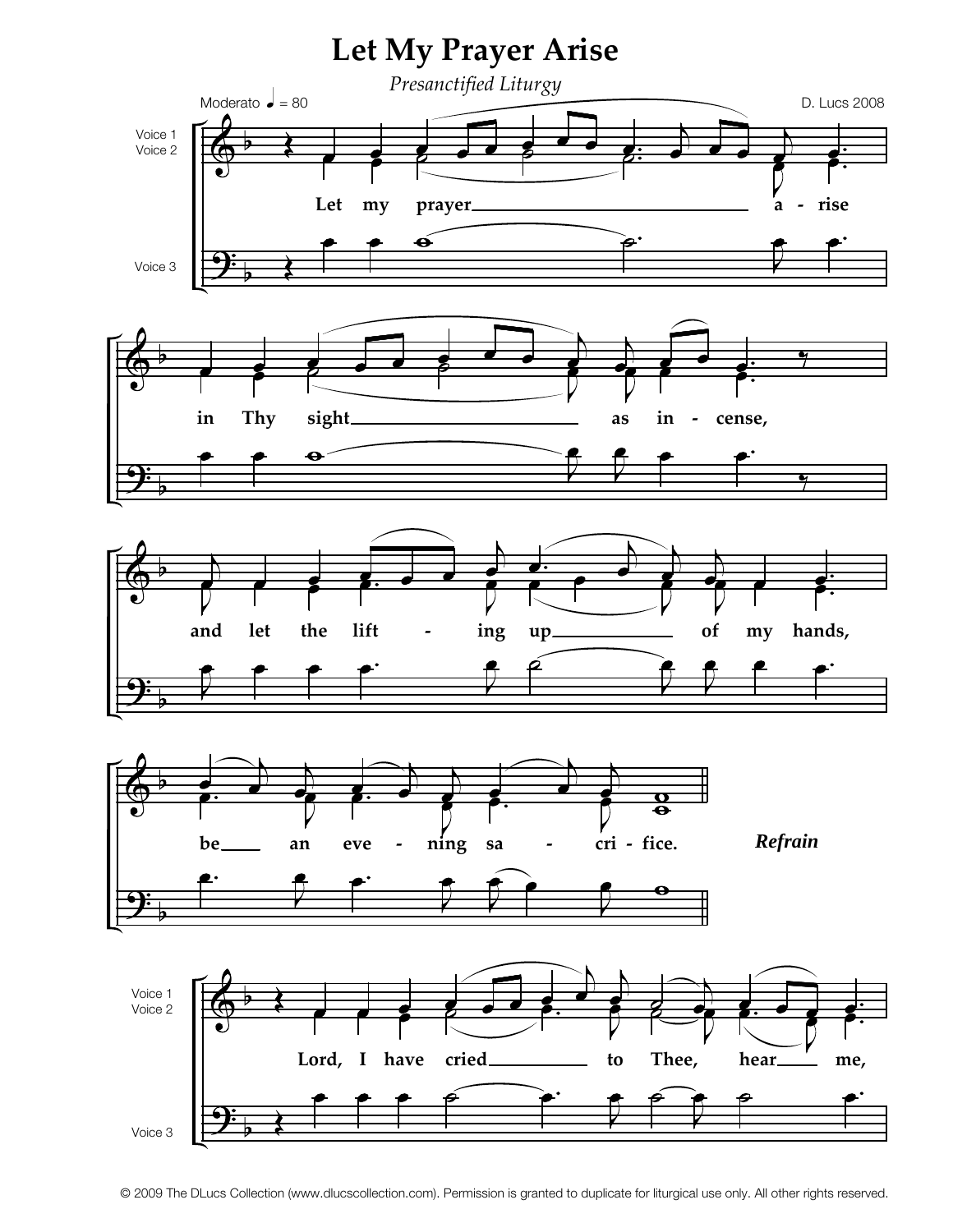# Let My Prayer Arise

*Presanctified Liturgy*

Moderato ♩ = 80

D. Lucs 2008

Voice 1
Voice 2

Voice 3

Let my prayer a - rise in Thy sight as in - cense, and let the lift - ing up of my hands, be an eve - ning sa - cri - fice.

***Refrain***

Voice 1
Voice 2

Voice 3

Lord, I have cried to Thee, hear me,

© 2009 The DLucs Collection (www.dlucscollection.com). Permission is granted to duplicate for liturgical use only. All other rights reserved.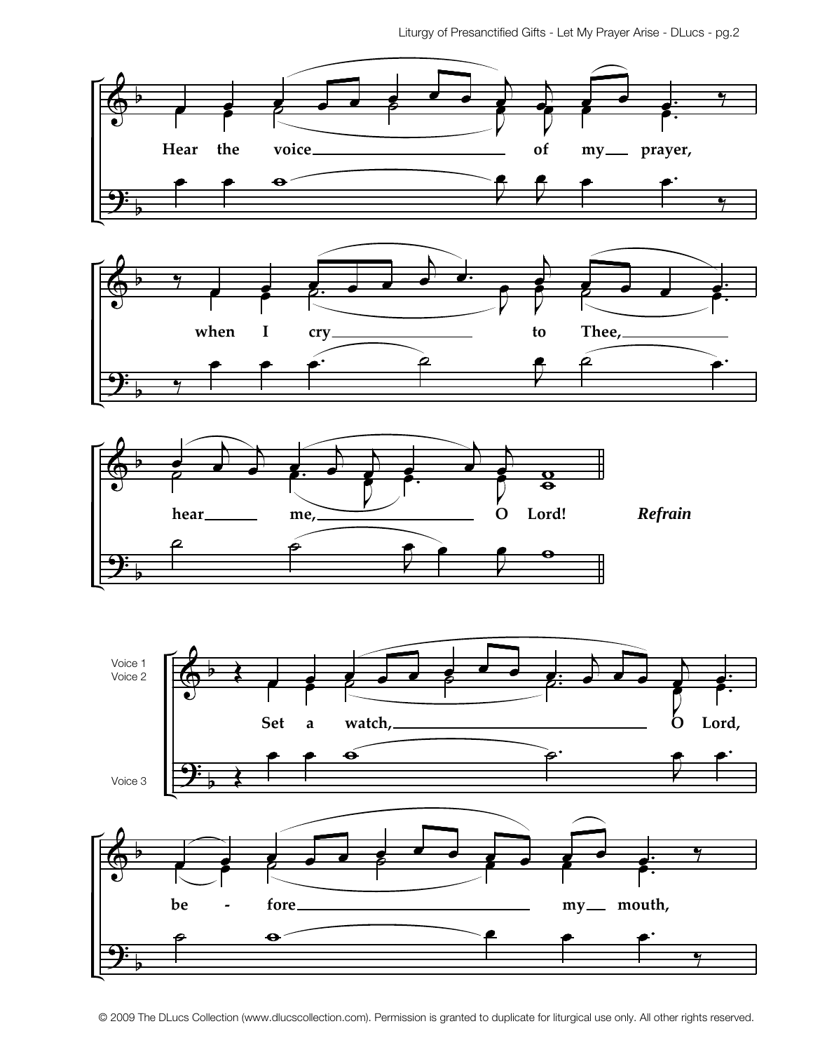Hear the voice of my prayer,

when I cry to Thee,

hear me, O Lord! *Refrain*

Voice 1
Voice 2

Set a watch, O Lord,

Voice 3

be - fore my mouth,

© 2009 The DLucs Collection (www.dlucscollection.com). Permission is granted to duplicate for liturgical use only. All other rights reserved.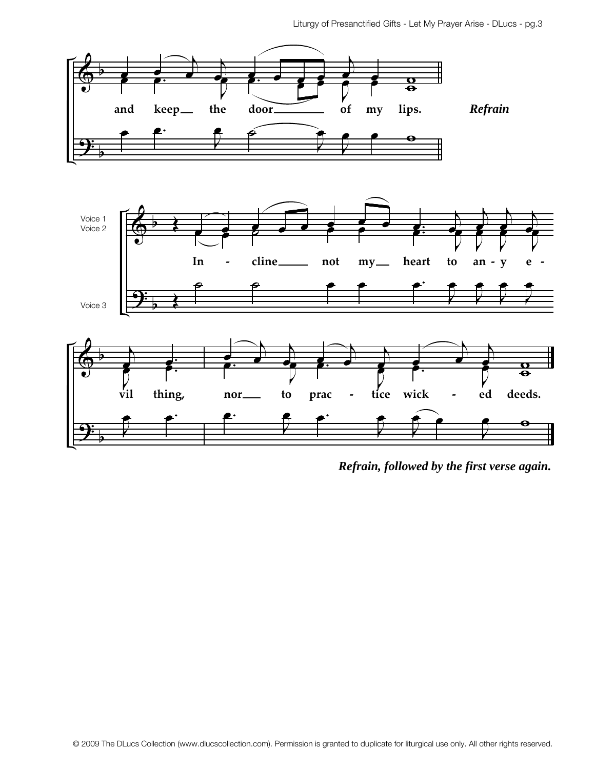and keep the door of my lips.

*Refrain*

Voice 1
Voice 2

In - cline not my heart to an - y e - vil thing, nor to prac - tice wick - ed deeds.

Voice 3

*Refrain, followed by the first verse again.*

© 2009 The DLucs Collection (www.dlucscollection.com). Permission is granted to duplicate for liturgical use only. All other rights reserved.